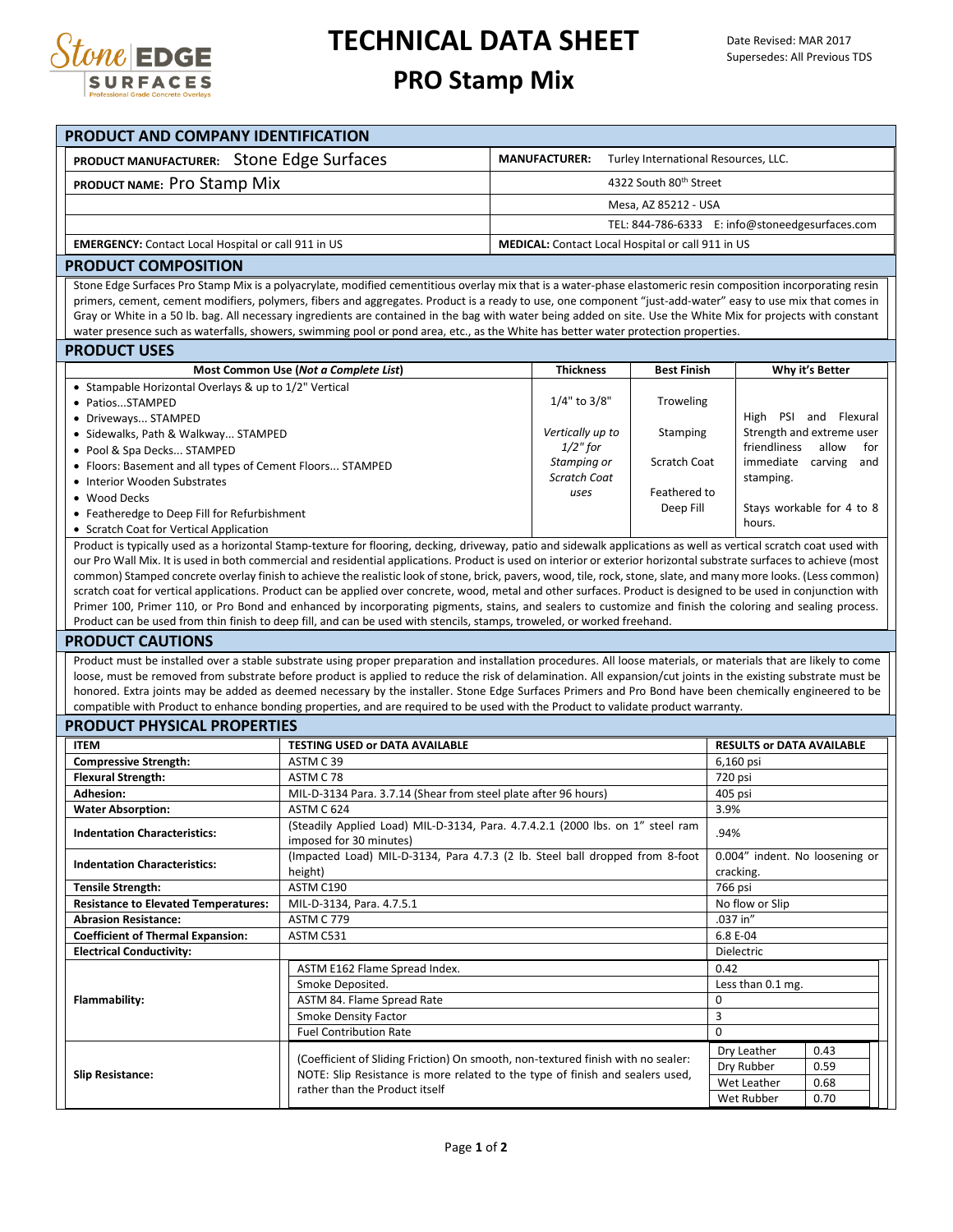# TECHNICAL DATA SHEET

## PRO Stamp Mix

Date Revised: MAR 2017
Supersedes: All Previous TDS

## PRODUCT AND COMPANY IDENTIFICATION

| | |
|---|---|
| **PRODUCT MANUFACTURER:** Stone Edge Surfaces | **MANUFACTURER:** Turley International Resources, LLC. |
| **PRODUCT NAME:** Pro Stamp Mix | 4322 South 80th Street |
| | Mesa, AZ 85212 - USA |
| | TEL: 844-786-6333 E: info@stoneedgesurfaces.com |
| **EMERGENCY:** Contact Local Hospital or call 911 in US | **MEDICAL:** Contact Local Hospital or call 911 in US |

## PRODUCT COMPOSITION

Stone Edge Surfaces Pro Stamp Mix is a polyacrylate, modified cementitious overlay mix that is a water-phase elastomeric resin composition incorporating resin primers, cement, cement modifiers, polymers, fibers and aggregates. Product is a ready to use, one component "just-add-water" easy to use mix that comes in Gray or White in a 50 lb. bag. All necessary ingredients are contained in the bag with water being added on site. Use the White Mix for projects with constant water presence such as waterfalls, showers, swimming pool or pond area, etc., as the White has better water protection properties.

## PRODUCT USES

| Most Common Use (*Not a Complete List*) | Thickness | Best Finish | Why it's Better |
|---|---|---|---|
| • Stampable Horizontal Overlays & up to 1/2" Vertical<br>• Patios...STAMPED<br>• Driveways... STAMPED<br>• Sidewalks, Path & Walkway... STAMPED<br>• Pool & Spa Decks... STAMPED<br>• Floors: Basement and all types of Cement Floors... STAMPED<br>• Interior Wooden Substrates<br>• Wood Decks<br>• Featheredge to Deep Fill for Refurbishment<br>• Scratch Coat for Vertical Application | 1/4" to 3/8"<br><br>*Vertically up to 1/2" for Stamping or Scratch Coat uses* | Troweling<br><br>Stamping<br><br>Scratch Coat<br><br>Feathered to Deep Fill | High PSI and Flexural Strength and extreme user friendliness allow for immediate carving and stamping.<br><br>Stays workable for 4 to 8 hours. |

Product is typically used as a horizontal Stamp-texture for flooring, decking, driveway, patio and sidewalk applications as well as vertical scratch coat used with our Pro Wall Mix. It is used in both commercial and residential applications. Product is used on interior or exterior horizontal substrate surfaces to achieve (most common) Stamped concrete overlay finish to achieve the realistic look of stone, brick, pavers, wood, tile, rock, stone, slate, and many more looks. (Less common) scratch coat for vertical applications. Product can be applied over concrete, wood, metal and other surfaces. Product is designed to be used in conjunction with Primer 100, Primer 110, or Pro Bond and enhanced by incorporating pigments, stains, and sealers to customize and finish the coloring and sealing process. Product can be used from thin finish to deep fill, and can be used with stencils, stamps, troweled, or worked freehand.

## PRODUCT CAUTIONS

Product must be installed over a stable substrate using proper preparation and installation procedures. All loose materials, or materials that are likely to come loose, must be removed from substrate before product is applied to reduce the risk of delamination. All expansion/cut joints in the existing substrate must be honored. Extra joints may be added as deemed necessary by the installer. Stone Edge Surfaces Primers and Pro Bond have been chemically engineered to be compatible with Product to enhance bonding properties, and are required to be used with the Product to validate product warranty.

## PRODUCT PHYSICAL PROPERTIES

| ITEM | TESTING USED or DATA AVAILABLE | RESULTS or DATA AVAILABLE |
|---|---|---|
| **Compressive Strength:** | ASTM C 39 | 6,160 psi |
| **Flexural Strength:** | ASTM C 78 | 720 psi |
| **Adhesion:** | MIL-D-3134 Para. 3.7.14 (Shear from steel plate after 96 hours) | 405 psi |
| **Water Absorption:** | ASTM C 624 | 3.9% |
| **Indentation Characteristics:** | (Steadily Applied Load) MIL-D-3134, Para. 4.7.4.2.1 (2000 lbs. on 1" steel ram imposed for 30 minutes) | .94% |
| **Indentation Characteristics:** | (Impacted Load) MIL-D-3134, Para 4.7.3 (2 lb. Steel ball dropped from 8-foot height) | 0.004" indent. No loosening or cracking. |
| **Tensile Strength:** | ASTM C190 | 766 psi |
| **Resistance to Elevated Temperatures:** | MIL-D-3134, Para. 4.7.5.1 | No flow or Slip |
| **Abrasion Resistance:** | ASTM C 779 | .037 in" |
| **Coefficient of Thermal Expansion:** | ASTM C531 | 6.8 E-04 |
| **Electrical Conductivity:** | | Dielectric |
| **Flammability:** | ASTM E162 Flame Spread Index. | 0.42 |
| | Smoke Deposited. | Less than 0.1 mg. |
| | ASTM 84. Flame Spread Rate | 0 |
| | Smoke Density Factor | 3 |
| | Fuel Contribution Rate | 0 |
| **Slip Resistance:** | (Coefficient of Sliding Friction) On smooth, non-textured finish with no sealer: NOTE: Slip Resistance is more related to the type of finish and sealers used, rather than the Product itself | Dry Leather: 0.43<br>Dry Rubber: 0.59<br>Wet Leather: 0.68<br>Wet Rubber: 0.70 |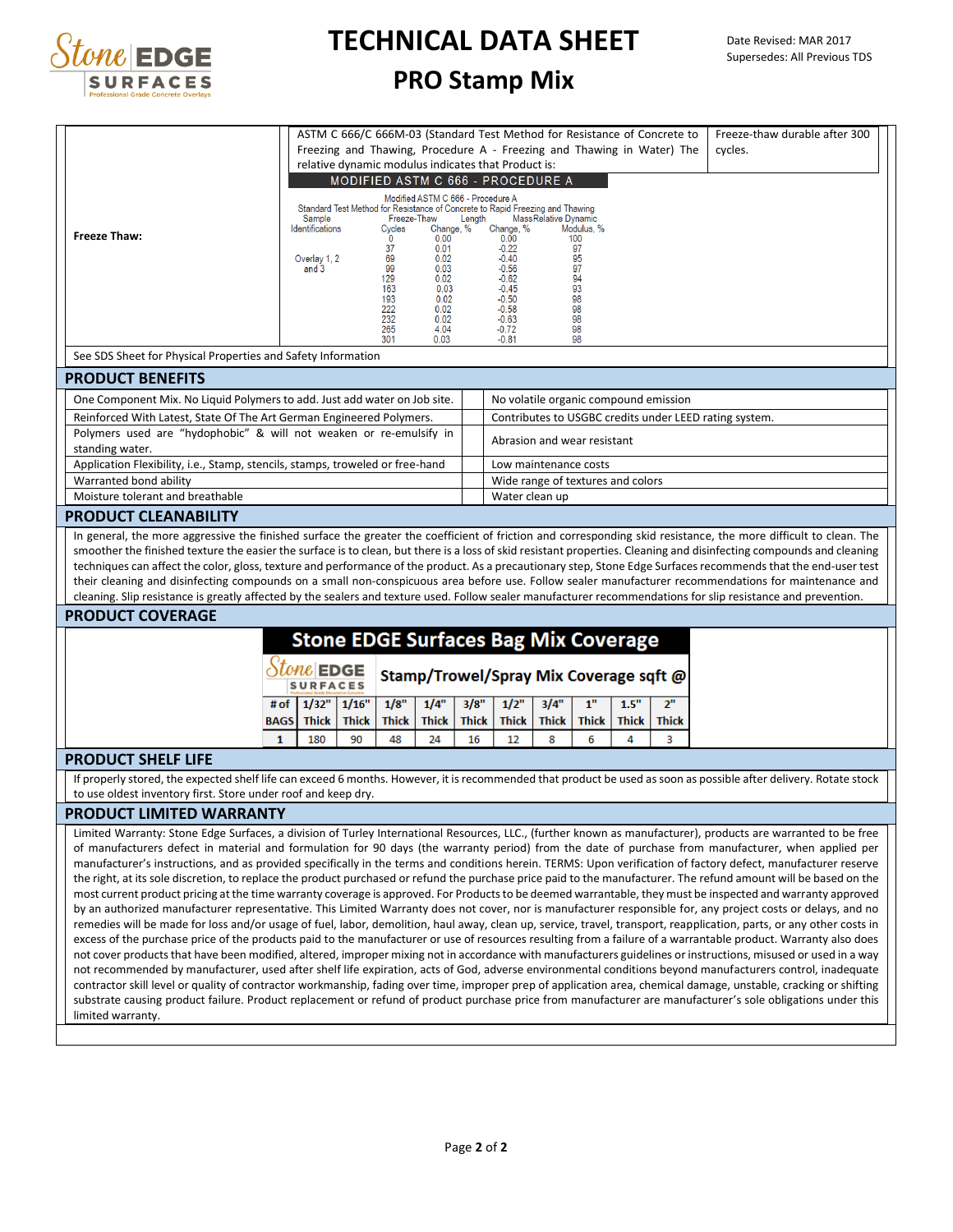# TECHNICAL DATA SHEET

## PRO Stamp Mix

Date Revised: MAR 2017
Supersedes: All Previous TDS

**Freeze Thaw:**

ASTM C 666/C 666M-03 (Standard Test Method for Resistance of Concrete to Freezing and Thawing, Procedure A - Freezing and Thawing in Water) The relative dynamic modulus indicates that Product is:

Freeze-thaw durable after 300 cycles.

MODIFIED ASTM C 666 - PROCEDURE A

Modified ASTM C 666 - Procedure A
Standard Test Method for Resistance of Concrete to Rapid Freezing and Thawing

| Sample Identifications | Freeze-Thaw Cycles | Length Change, % | Mass Change, % | Relative Dynamic Modulus, % |
|---|---|---|---|---|
| Overlay 1, 2 and 3 | 0 | 0.00 | 0.00 | 100 |
| | 37 | 0.01 | -0.22 | 97 |
| | 69 | 0.02 | -0.40 | 95 |
| | 99 | 0.03 | -0.56 | 97 |
| | 129 | 0.02 | -0.62 | 94 |
| | 163 | 0.03 | -0.45 | 93 |
| | 193 | 0.02 | -0.50 | 98 |
| | 222 | 0.02 | -0.58 | 98 |
| | 232 | 0.02 | -0.63 | 98 |
| | 265 | 4.04 | -0.72 | 98 |
| | 301 | 0.03 | -0.81 | 98 |

See SDS Sheet for Physical Properties and Safety Information

## PRODUCT BENEFITS

| | |
|---|---|
| One Component Mix. No Liquid Polymers to add. Just add water on Job site. | No volatile organic compound emission |
| Reinforced With Latest, State Of The Art German Engineered Polymers. | Contributes to USGBC credits under LEED rating system. |
| Polymers used are "hydophobic" & will not weaken or re-emulsify in standing water. | Abrasion and wear resistant |
| Application Flexibility, i.e., Stamp, stencils, stamps, troweled or free-hand | Low maintenance costs |
| Warranted bond ability | Wide range of textures and colors |
| Moisture tolerant and breathable | Water clean up |

## PRODUCT CLEANABILITY

In general, the more aggressive the finished surface the greater the coefficient of friction and corresponding skid resistance, the more difficult to clean. The smoother the finished texture the easier the surface is to clean, but there is a loss of skid resistant properties. Cleaning and disinfecting compounds and cleaning techniques can affect the color, gloss, texture and performance of the product. As a precautionary step, Stone Edge Surfaces recommends that the end-user test their cleaning and disinfecting compounds on a small non-conspicuous area before use. Follow sealer manufacturer recommendations for maintenance and cleaning. Slip resistance is greatly affected by the sealers and texture used. Follow sealer manufacturer recommendations for slip resistance and prevention.

## PRODUCT COVERAGE

**Stone EDGE Surfaces Bag Mix Coverage**

Stamp/Trowel/Spray Mix Coverage sqft @

| # of BAGS | 1/32" Thick | 1/16" Thick | 1/8" Thick | 1/4" Thick | 3/8" Thick | 1/2" Thick | 3/4" Thick | 1" Thick | 1.5" Thick | 2" Thick |
|---|---|---|---|---|---|---|---|---|---|---|
| 1 | 180 | 90 | 48 | 24 | 16 | 12 | 8 | 6 | 4 | 3 |

## PRODUCT SHELF LIFE

If properly stored, the expected shelf life can exceed 6 months. However, it is recommended that product be used as soon as possible after delivery. Rotate stock to use oldest inventory first. Store under roof and keep dry.

## PRODUCT LIMITED WARRANTY

Limited Warranty: Stone Edge Surfaces, a division of Turley International Resources, LLC., (further known as manufacturer), products are warranted to be free of manufacturers defect in material and formulation for 90 days (the warranty period) from the date of purchase from manufacturer, when applied per manufacturer's instructions, and as provided specifically in the terms and conditions herein. TERMS: Upon verification of factory defect, manufacturer reserve the right, at its sole discretion, to replace the product purchased or refund the purchase price paid to the manufacturer. The refund amount will be based on the most current product pricing at the time warranty coverage is approved. For Products to be deemed warrantable, they must be inspected and warranty approved by an authorized manufacturer representative. This Limited Warranty does not cover, nor is manufacturer responsible for, any project costs or delays, and no remedies will be made for loss and/or usage of fuel, labor, demolition, haul away, clean up, service, travel, transport, reapplication, parts, or any other costs in excess of the purchase price of the products paid to the manufacturer or use of resources resulting from a failure of a warrantable product. Warranty also does not cover products that have been modified, altered, improper mixing not in accordance with manufacturers guidelines or instructions, misused or used in a way not recommended by manufacturer, used after shelf life expiration, acts of God, adverse environmental conditions beyond manufacturers control, inadequate contractor skill level or quality of contractor workmanship, fading over time, improper prep of application area, chemical damage, unstable, cracking or shifting substrate causing product failure. Product replacement or refund of product purchase price from manufacturer are manufacturer's sole obligations under this limited warranty.